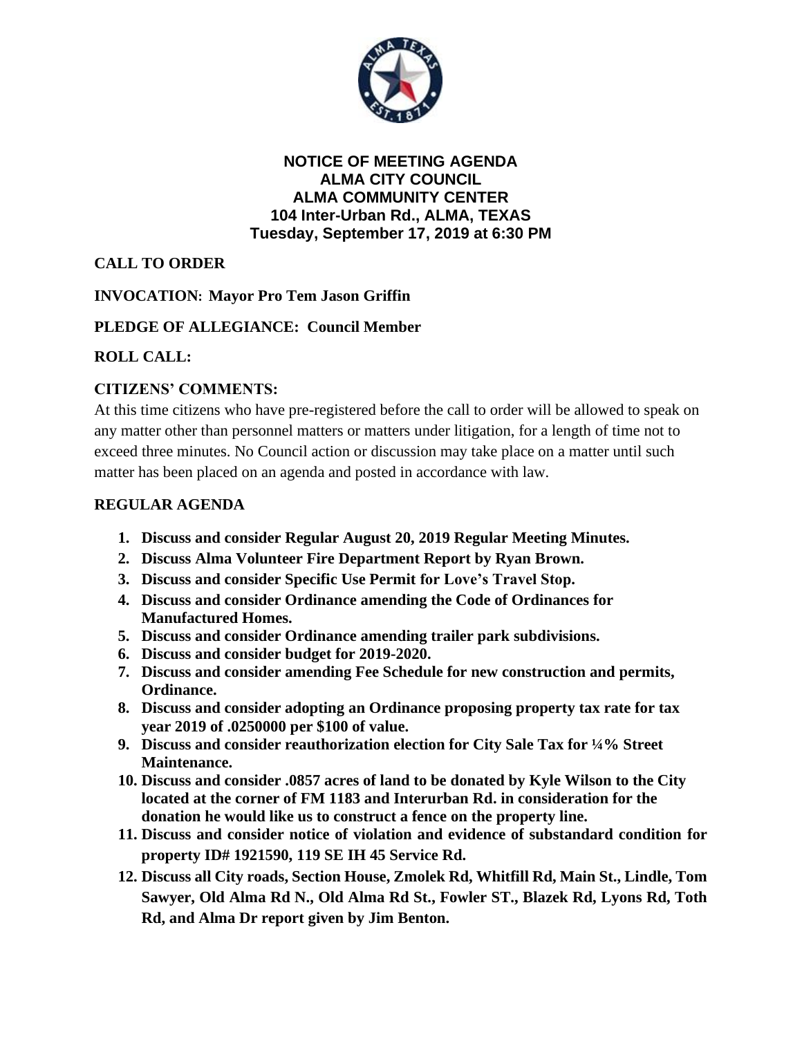# NOTICE OF MEETING AGENDA
# ALMA CITY COUNCIL
# ALMA COMMUNITY CENTER
# 104 Inter-Urban Rd., ALMA, TEXAS
# Tuesday, September 17, 2019 at 6:30 PM

**CALL TO ORDER**

**INVOCATION: Mayor Pro Tem Jason Griffin**

**PLEDGE OF ALLEGIANCE: Council Member**

**ROLL CALL:**

**CITIZENS' COMMENTS:**

At this time citizens who have pre-registered before the call to order will be allowed to speak on any matter other than personnel matters or matters under litigation, for a length of time not to exceed three minutes. No Council action or discussion may take place on a matter until such matter has been placed on an agenda and posted in accordance with law.

**REGULAR AGENDA**

1. **Discuss and consider Regular August 20, 2019 Regular Meeting Minutes.**
2. **Discuss Alma Volunteer Fire Department Report by Ryan Brown.**
3. **Discuss and consider Specific Use Permit for Love's Travel Stop.**
4. **Discuss and consider Ordinance amending the Code of Ordinances for Manufactured Homes.**
5. **Discuss and consider Ordinance amending trailer park subdivisions.**
6. **Discuss and consider budget for 2019-2020.**
7. **Discuss and consider amending Fee Schedule for new construction and permits, Ordinance.**
8. **Discuss and consider adopting an Ordinance proposing property tax rate for tax year 2019 of .0250000 per $100 of value.**
9. **Discuss and consider reauthorization election for City Sale Tax for ¼% Street Maintenance.**
10. **Discuss and consider .0857 acres of land to be donated by Kyle Wilson to the City located at the corner of FM 1183 and Interurban Rd. in consideration for the donation he would like us to construct a fence on the property line.**
11. **Discuss and consider notice of violation and evidence of substandard condition for property ID# 1921590, 119 SE IH 45 Service Rd.**
12. **Discuss all City roads, Section House, Zmolek Rd, Whitfill Rd, Main St., Lindle, Tom Sawyer, Old Alma Rd N., Old Alma Rd St., Fowler ST., Blazek Rd, Lyons Rd, Toth Rd, and Alma Dr report given by Jim Benton.**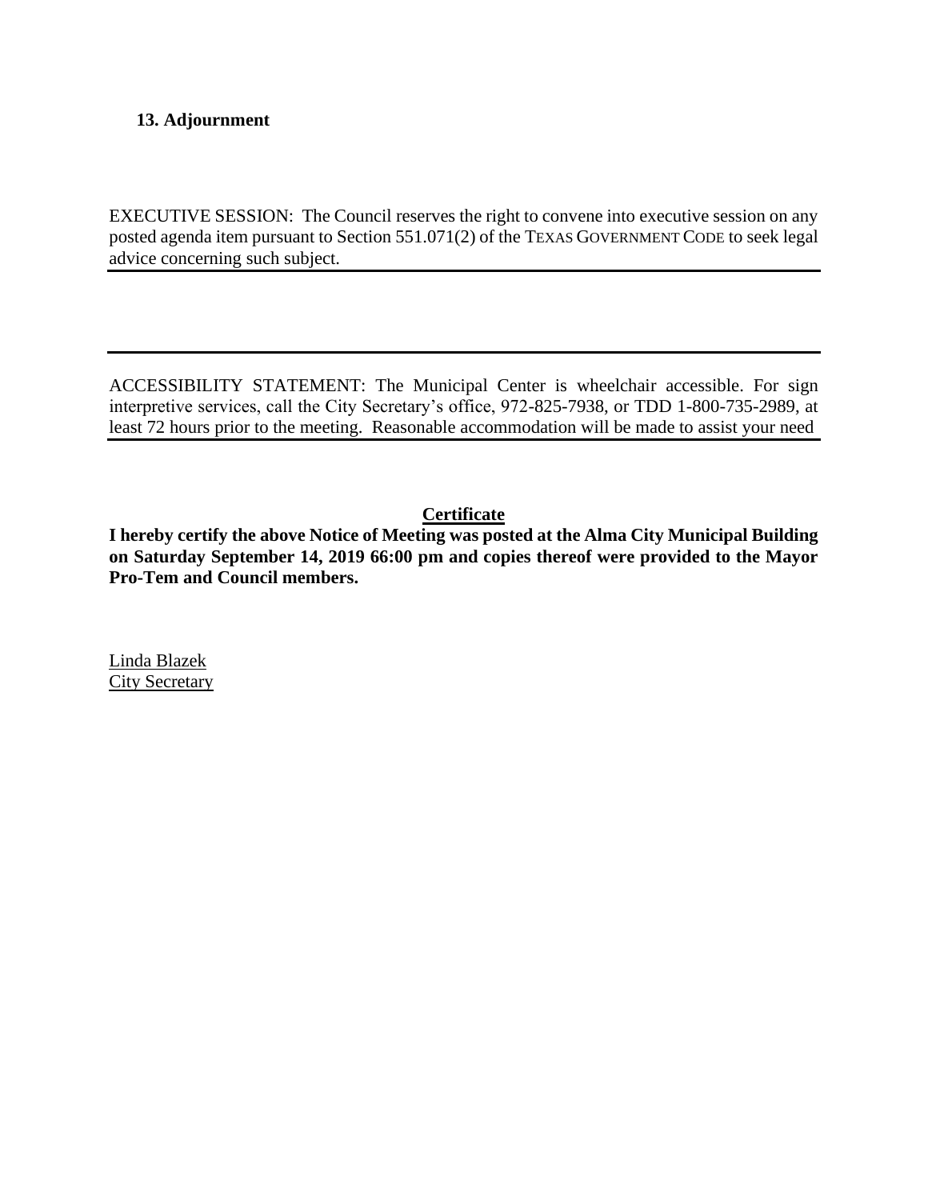**13. Adjournment**

EXECUTIVE SESSION: The Council reserves the right to convene into executive session on any posted agenda item pursuant to Section 551.071(2) of the TEXAS GOVERNMENT CODE to seek legal advice concerning such subject.

---

---

ACCESSIBILITY STATEMENT: The Municipal Center is wheelchair accessible. For sign interpretive services, call the City Secretary's office, 972-825-7938, or TDD 1-800-735-2989, at least 72 hours prior to the meeting. Reasonable accommodation will be made to assist your need

---

**Certificate**

**I hereby certify the above Notice of Meeting was posted at the Alma City Municipal Building on Saturday September 14, 2019 66:00 pm and copies thereof were provided to the Mayor Pro-Tem and Council members.**

Linda Blazek
City Secretary